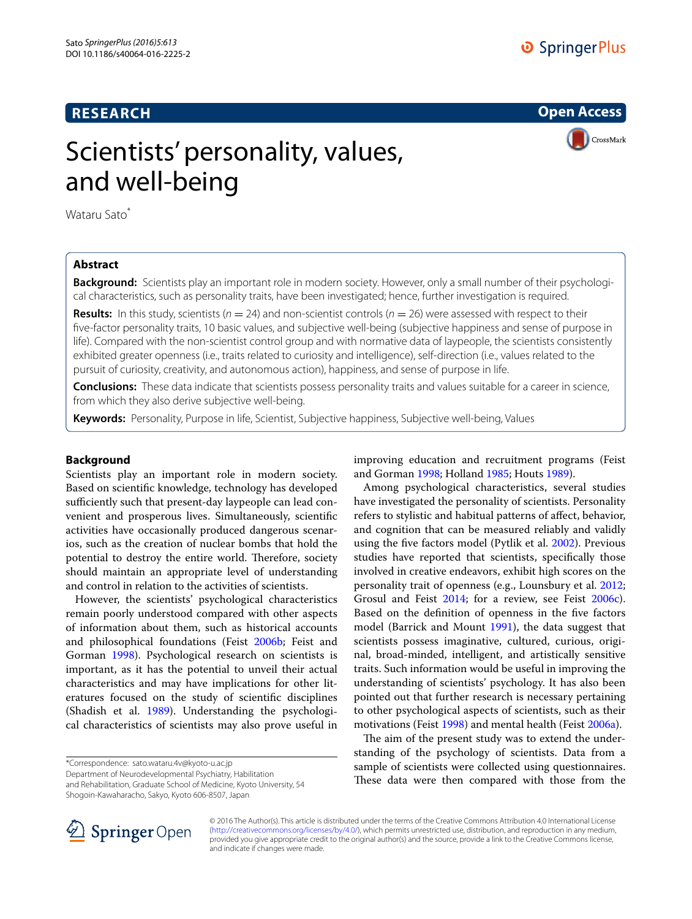RESEARCH

Open Access

# Scientists' personality, values, and well-being

Wataru Sato*

## Abstract

**Background:** Scientists play an important role in modern society. However, only a small number of their psychological characteristics, such as personality traits, have been investigated; hence, further investigation is required.

**Results:** In this study, scientists ($n = 24$) and non-scientist controls ($n = 26$) were assessed with respect to their five-factor personality traits, 10 basic values, and subjective well-being (subjective happiness and sense of purpose in life). Compared with the non-scientist control group and with normative data of laypeople, the scientists consistently exhibited greater openness (i.e., traits related to curiosity and intelligence), self-direction (i.e., values related to the pursuit of curiosity, creativity, and autonomous action), happiness, and sense of purpose in life.

**Conclusions:** These data indicate that scientists possess personality traits and values suitable for a career in science, from which they also derive subjective well-being.

**Keywords:** Personality, Purpose in life, Scientist, Subjective happiness, Subjective well-being, Values

## Background

Scientists play an important role in modern society. Based on scientific knowledge, technology has developed sufficiently such that present-day laypeople can lead convenient and prosperous lives. Simultaneously, scientific activities have occasionally produced dangerous scenarios, such as the creation of nuclear bombs that hold the potential to destroy the entire world. Therefore, society should maintain an appropriate level of understanding and control in relation to the activities of scientists.

However, the scientists' psychological characteristics remain poorly understood compared with other aspects of information about them, such as historical accounts and philosophical foundations (Feist 2006b; Feist and Gorman 1998). Psychological research on scientists is important, as it has the potential to unveil their actual characteristics and may have implications for other literatures focused on the study of scientific disciplines (Shadish et al. 1989). Understanding the psychological characteristics of scientists may also prove useful in improving education and recruitment programs (Feist and Gorman 1998; Holland 1985; Houts 1989).

Among psychological characteristics, several studies have investigated the personality of scientists. Personality refers to stylistic and habitual patterns of affect, behavior, and cognition that can be measured reliably and validly using the five factors model (Pytlik et al. 2002). Previous studies have reported that scientists, specifically those involved in creative endeavors, exhibit high scores on the personality trait of openness (e.g., Lounsbury et al. 2012; Grosul and Feist 2014; for a review, see Feist 2006c). Based on the definition of openness in the five factors model (Barrick and Mount 1991), the data suggest that scientists possess imaginative, cultured, curious, original, broad-minded, intelligent, and artistically sensitive traits. Such information would be useful in improving the understanding of scientists' psychology. It has also been pointed out that further research is necessary pertaining to other psychological aspects of scientists, such as their motivations (Feist 1998) and mental health (Feist 2006a).

The aim of the present study was to extend the understanding of the psychology of scientists. Data from a sample of scientists were collected using questionnaires. These data were then compared with those from the

*Correspondence: sato.wataru.4v@kyoto-u.ac.jp
Department of Neurodevelopmental Psychiatry, Habilitation and Rehabilitation, Graduate School of Medicine, Kyoto University, 54 Shogoin-Kawaharacho, Sakyo, Kyoto 606-8507, Japan

© 2016 The Author(s). This article is distributed under the terms of the Creative Commons Attribution 4.0 International License (http://creativecommons.org/licenses/by/4.0/), which permits unrestricted use, distribution, and reproduction in any medium, provided you give appropriate credit to the original author(s) and the source, provide a link to the Creative Commons license, and indicate if changes were made.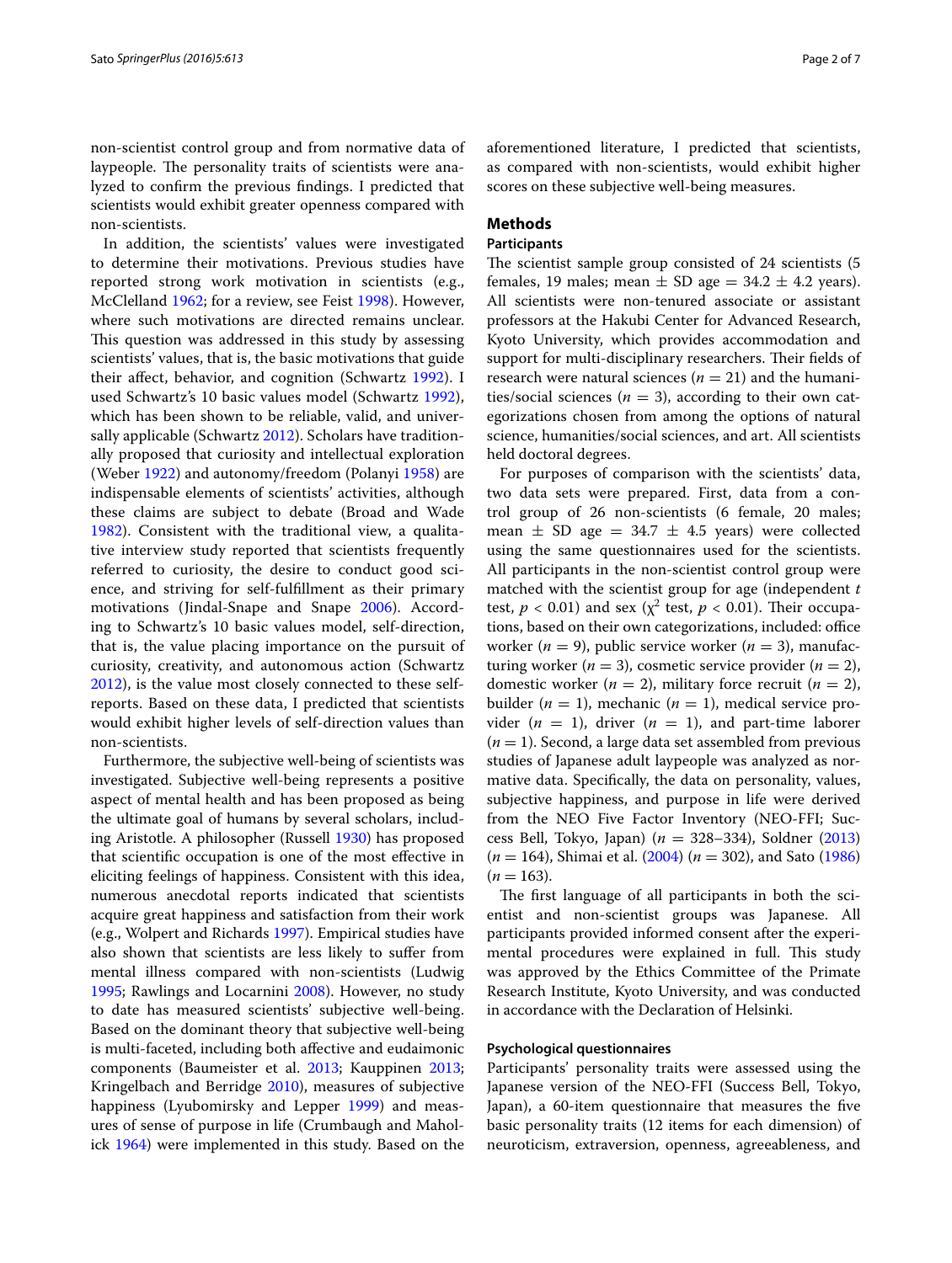non-scientist control group and from normative data of laypeople. The personality traits of scientists were analyzed to confirm the previous findings. I predicted that scientists would exhibit greater openness compared with non-scientists.

In addition, the scientists' values were investigated to determine their motivations. Previous studies have reported strong work motivation in scientists (e.g., McClelland 1962; for a review, see Feist 1998). However, where such motivations are directed remains unclear. This question was addressed in this study by assessing scientists' values, that is, the basic motivations that guide their affect, behavior, and cognition (Schwartz 1992). I used Schwartz's 10 basic values model (Schwartz 1992), which has been shown to be reliable, valid, and universally applicable (Schwartz 2012). Scholars have traditionally proposed that curiosity and intellectual exploration (Weber 1922) and autonomy/freedom (Polanyi 1958) are indispensable elements of scientists' activities, although these claims are subject to debate (Broad and Wade 1982). Consistent with the traditional view, a qualitative interview study reported that scientists frequently referred to curiosity, the desire to conduct good science, and striving for self-fulfillment as their primary motivations (Jindal-Snape and Snape 2006). According to Schwartz's 10 basic values model, self-direction, that is, the value placing importance on the pursuit of curiosity, creativity, and autonomous action (Schwartz 2012), is the value most closely connected to these self-reports. Based on these data, I predicted that scientists would exhibit higher levels of self-direction values than non-scientists.

Furthermore, the subjective well-being of scientists was investigated. Subjective well-being represents a positive aspect of mental health and has been proposed as being the ultimate goal of humans by several scholars, including Aristotle. A philosopher (Russell 1930) has proposed that scientific occupation is one of the most effective in eliciting feelings of happiness. Consistent with this idea, numerous anecdotal reports indicated that scientists acquire great happiness and satisfaction from their work (e.g., Wolpert and Richards 1997). Empirical studies have also shown that scientists are less likely to suffer from mental illness compared with non-scientists (Ludwig 1995; Rawlings and Locarnini 2008). However, no study to date has measured scientists' subjective well-being. Based on the dominant theory that subjective well-being is multi-faceted, including both affective and eudaimonic components (Baumeister et al. 2013; Kauppinen 2013; Kringelbach and Berridge 2010), measures of subjective happiness (Lyubomirsky and Lepper 1999) and measures of sense of purpose in life (Crumbaugh and Maholick 1964) were implemented in this study. Based on the aforementioned literature, I predicted that scientists, as compared with non-scientists, would exhibit higher scores on these subjective well-being measures.

## Methods

### Participants

The scientist sample group consisted of 24 scientists (5 females, 19 males; mean ± SD age = 34.2 ± 4.2 years). All scientists were non-tenured associate or assistant professors at the Hakubi Center for Advanced Research, Kyoto University, which provides accommodation and support for multi-disciplinary researchers. Their fields of research were natural sciences ($n = 21$) and the humanities/social sciences ($n = 3$), according to their own categorizations chosen from among the options of natural science, humanities/social sciences, and art. All scientists held doctoral degrees.

For purposes of comparison with the scientists' data, two data sets were prepared. First, data from a control group of 26 non-scientists (6 female, 20 males; mean ± SD age = 34.7 ± 4.5 years) were collected using the same questionnaires used for the scientists. All participants in the non-scientist control group were matched with the scientist group for age (independent $t$ test, $p < 0.01$) and sex ($\chi^2$ test, $p < 0.01$). Their occupations, based on their own categorizations, included: office worker ($n = 9$), public service worker ($n = 3$), manufacturing worker ($n = 3$), cosmetic service provider ($n = 2$), domestic worker ($n = 2$), military force recruit ($n = 2$), builder ($n = 1$), mechanic ($n = 1$), medical service provider ($n = 1$), driver ($n = 1$), and part-time laborer ($n = 1$). Second, a large data set assembled from previous studies of Japanese adult laypeople was analyzed as normative data. Specifically, the data on personality, values, subjective happiness, and purpose in life were derived from the NEO Five Factor Inventory (NEO-FFI; Success Bell, Tokyo, Japan) ($n = 328$–$334$), Soldner (2013) ($n = 164$), Shimai et al. (2004) ($n = 302$), and Sato (1986) ($n = 163$).

The first language of all participants in both the scientist and non-scientist groups was Japanese. All participants provided informed consent after the experimental procedures were explained in full. This study was approved by the Ethics Committee of the Primate Research Institute, Kyoto University, and was conducted in accordance with the Declaration of Helsinki.

### Psychological questionnaires

Participants' personality traits were assessed using the Japanese version of the NEO-FFI (Success Bell, Tokyo, Japan), a 60-item questionnaire that measures the five basic personality traits (12 items for each dimension) of neuroticism, extraversion, openness, agreeableness, and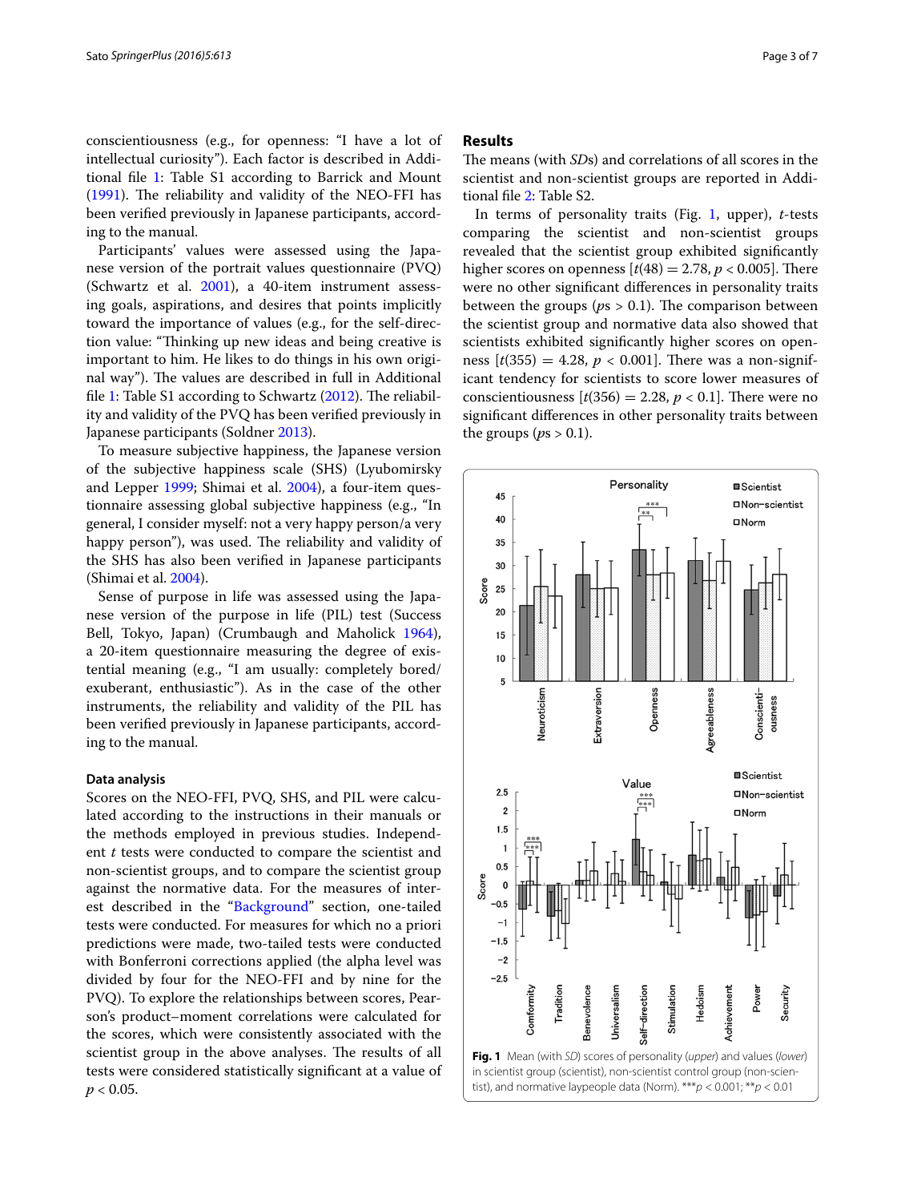conscientiousness (e.g., for openness: "I have a lot of intellectual curiosity"). Each factor is described in Additional file 1: Table S1 according to Barrick and Mount (1991). The reliability and validity of the NEO-FFI has been verified previously in Japanese participants, according to the manual.

Participants' values were assessed using the Japanese version of the portrait values questionnaire (PVQ) (Schwartz et al. 2001), a 40-item instrument assessing goals, aspirations, and desires that points implicitly toward the importance of values (e.g., for the self-direction value: "Thinking up new ideas and being creative is important to him. He likes to do things in his own original way"). The values are described in full in Additional file 1: Table S1 according to Schwartz (2012). The reliability and validity of the PVQ has been verified previously in Japanese participants (Soldner 2013).

To measure subjective happiness, the Japanese version of the subjective happiness scale (SHS) (Lyubomirsky and Lepper 1999; Shimai et al. 2004), a four-item questionnaire assessing global subjective happiness (e.g., "In general, I consider myself: not a very happy person/a very happy person"), was used. The reliability and validity of the SHS has also been verified in Japanese participants (Shimai et al. 2004).

Sense of purpose in life was assessed using the Japanese version of the purpose in life (PIL) test (Success Bell, Tokyo, Japan) (Crumbaugh and Maholick 1964), a 20-item questionnaire measuring the degree of existential meaning (e.g., "I am usually: completely bored/exuberant, enthusiastic"). As in the case of the other instruments, the reliability and validity of the PIL has been verified previously in Japanese participants, according to the manual.

### Data analysis

Scores on the NEO-FFI, PVQ, SHS, and PIL were calculated according to the instructions in their manuals or the methods employed in previous studies. Independent $t$ tests were conducted to compare the scientist and non-scientist groups, and to compare the scientist group against the normative data. For the measures of interest described in the "Background" section, one-tailed tests were conducted. For measures for which no a priori predictions were made, two-tailed tests were conducted with Bonferroni corrections applied (the alpha level was divided by four for the NEO-FFI and by nine for the PVQ). To explore the relationships between scores, Pearson's product–moment correlations were calculated for the scores, which were consistently associated with the scientist group in the above analyses. The results of all tests were considered statistically significant at a value of $p < 0.05$.

## Results

The means (with *SD*s) and correlations of all scores in the scientist and non-scientist groups are reported in Additional file 2: Table S2.

In terms of personality traits (Fig. 1, upper), $t$-tests comparing the scientist and non-scientist groups revealed that the scientist group exhibited significantly higher scores on openness [$t(48) = 2.78$, $p < 0.005$]. There were no other significant differences in personality traits between the groups ($ps > 0.1$). The comparison between the scientist group and normative data also showed that scientists exhibited significantly higher scores on openness [$t(355) = 4.28$, $p < 0.001$]. There was a non-significant tendency for scientists to score lower measures of conscientiousness [$t(356) = 2.28$, $p < 0.1$]. There were no significant differences in other personality traits between the groups ($ps > 0.1$).

**Fig. 1** Mean (with *SD*) scores of personality (*upper*) and values (*lower*) in scientist group (scientist), non-scientist control group (non-scientist), and normative laypeople data (Norm). ***$p < 0.001$; **$p < 0.01$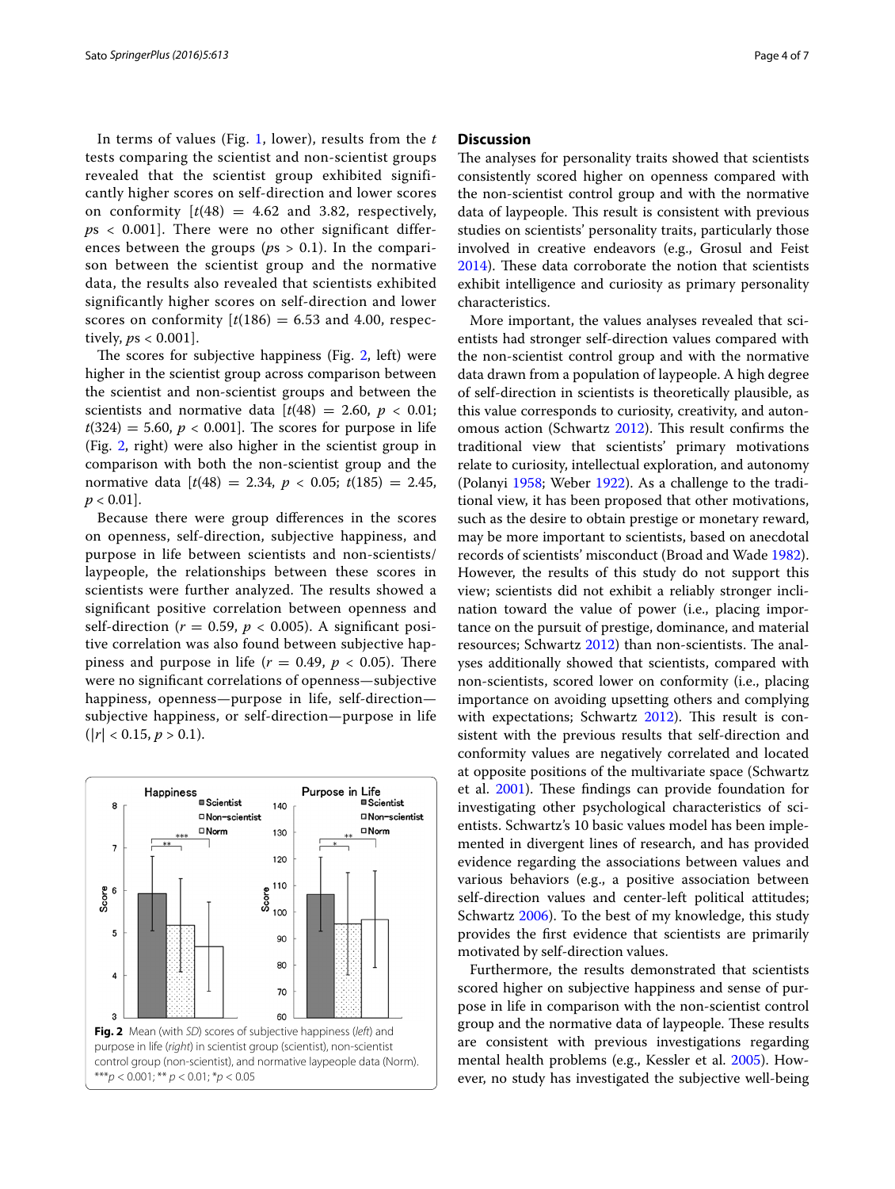In terms of values (Fig. 1, lower), results from the $t$ tests comparing the scientist and non-scientist groups revealed that the scientist group exhibited significantly higher scores on self-direction and lower scores on conformity [$t(48) = 4.62$ and 3.82, respectively, $ps < 0.001$]. There were no other significant differences between the groups ($ps > 0.1$). In the comparison between the scientist group and the normative data, the results also revealed that scientists exhibited significantly higher scores on self-direction and lower scores on conformity [$t(186) = 6.53$ and 4.00, respectively, $ps < 0.001$].

The scores for subjective happiness (Fig. 2, left) were higher in the scientist group across comparison between the scientist and non-scientist groups and between the scientists and normative data [$t(48) = 2.60$, $p < 0.01$; $t(324) = 5.60$, $p < 0.001$]. The scores for purpose in life (Fig. 2, right) were also higher in the scientist group in comparison with both the non-scientist group and the normative data [$t(48) = 2.34$, $p < 0.05$; $t(185) = 2.45$, $p < 0.01$].

Because there were group differences in the scores on openness, self-direction, subjective happiness, and purpose in life between scientists and non-scientists/laypeople, the relationships between these scores in scientists were further analyzed. The results showed a significant positive correlation between openness and self-direction ($r = 0.59$, $p < 0.005$). A significant positive correlation was also found between subjective happiness and purpose in life ($r = 0.49$, $p < 0.05$). There were no significant correlations of openness—subjective happiness, openness—purpose in life, self-direction—subjective happiness, or self-direction—purpose in life ($|r| < 0.15$, $p > 0.1$).

**Fig. 2** Mean (with *SD*) scores of subjective happiness (*left*) and purpose in life (*right*) in scientist group (scientist), non-scientist control group (non-scientist), and normative laypeople data (Norm). ***$p < 0.001$; ** $p < 0.01$; *$p < 0.05$

## Discussion

The analyses for personality traits showed that scientists consistently scored higher on openness compared with the non-scientist control group and with the normative data of laypeople. This result is consistent with previous studies on scientists' personality traits, particularly those involved in creative endeavors (e.g., Grosul and Feist 2014). These data corroborate the notion that scientists exhibit intelligence and curiosity as primary personality characteristics.

More important, the values analyses revealed that scientists had stronger self-direction values compared with the non-scientist control group and with the normative data drawn from a population of laypeople. A high degree of self-direction in scientists is theoretically plausible, as this value corresponds to curiosity, creativity, and autonomous action (Schwartz 2012). This result confirms the traditional view that scientists' primary motivations relate to curiosity, intellectual exploration, and autonomy (Polanyi 1958; Weber 1922). As a challenge to the traditional view, it has been proposed that other motivations, such as the desire to obtain prestige or monetary reward, may be more important to scientists, based on anecdotal records of scientists' misconduct (Broad and Wade 1982). However, the results of this study do not support this view; scientists did not exhibit a reliably stronger inclination toward the value of power (i.e., placing importance on the pursuit of prestige, dominance, and material resources; Schwartz 2012) than non-scientists. The analyses additionally showed that scientists, compared with non-scientists, scored lower on conformity (i.e., placing importance on avoiding upsetting others and complying with expectations; Schwartz 2012). This result is consistent with the previous results that self-direction and conformity values are negatively correlated and located at opposite positions of the multivariate space (Schwartz et al. 2001). These findings can provide foundation for investigating other psychological characteristics of scientists. Schwartz's 10 basic values model has been implemented in divergent lines of research, and has provided evidence regarding the associations between values and various behaviors (e.g., a positive association between self-direction values and center-left political attitudes; Schwartz 2006). To the best of my knowledge, this study provides the first evidence that scientists are primarily motivated by self-direction values.

Furthermore, the results demonstrated that scientists scored higher on subjective happiness and sense of purpose in life in comparison with the non-scientist control group and the normative data of laypeople. These results are consistent with previous investigations regarding mental health problems (e.g., Kessler et al. 2005). However, no study has investigated the subjective well-being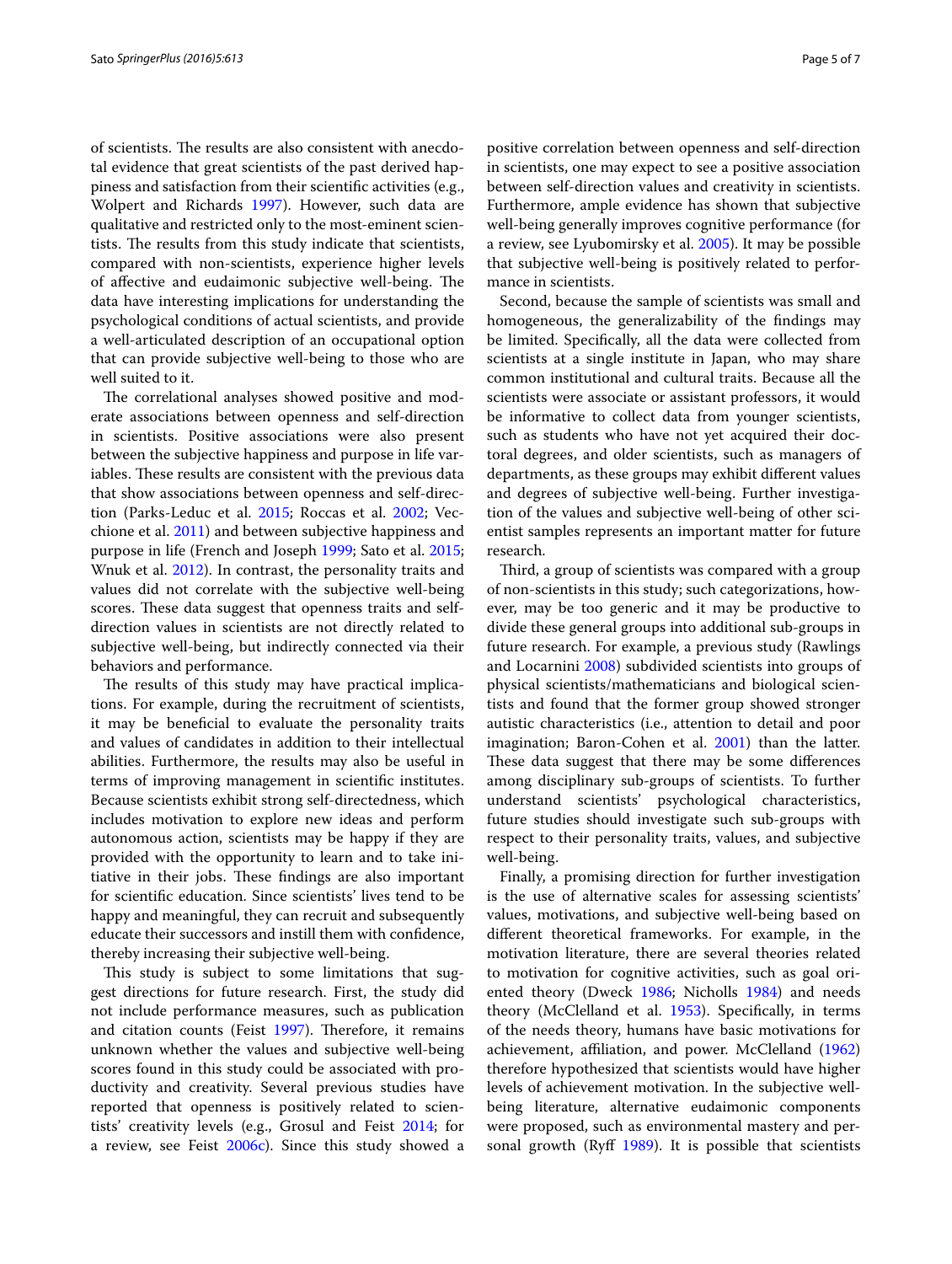of scientists. The results are also consistent with anecdotal evidence that great scientists of the past derived happiness and satisfaction from their scientific activities (e.g., Wolpert and Richards 1997). However, such data are qualitative and restricted only to the most-eminent scientists. The results from this study indicate that scientists, compared with non-scientists, experience higher levels of affective and eudaimonic subjective well-being. The data have interesting implications for understanding the psychological conditions of actual scientists, and provide a well-articulated description of an occupational option that can provide subjective well-being to those who are well suited to it.

The correlational analyses showed positive and moderate associations between openness and self-direction in scientists. Positive associations were also present between the subjective happiness and purpose in life variables. These results are consistent with the previous data that show associations between openness and self-direction (Parks-Leduc et al. 2015; Roccas et al. 2002; Vecchione et al. 2011) and between subjective happiness and purpose in life (French and Joseph 1999; Sato et al. 2015; Wnuk et al. 2012). In contrast, the personality traits and values did not correlate with the subjective well-being scores. These data suggest that openness traits and self-direction values in scientists are not directly related to subjective well-being, but indirectly connected via their behaviors and performance.

The results of this study may have practical implications. For example, during the recruitment of scientists, it may be beneficial to evaluate the personality traits and values of candidates in addition to their intellectual abilities. Furthermore, the results may also be useful in terms of improving management in scientific institutes. Because scientists exhibit strong self-directedness, which includes motivation to explore new ideas and perform autonomous action, scientists may be happy if they are provided with the opportunity to learn and to take initiative in their jobs. These findings are also important for scientific education. Since scientists' lives tend to be happy and meaningful, they can recruit and subsequently educate their successors and instill them with confidence, thereby increasing their subjective well-being.

This study is subject to some limitations that suggest directions for future research. First, the study did not include performance measures, such as publication and citation counts (Feist 1997). Therefore, it remains unknown whether the values and subjective well-being scores found in this study could be associated with productivity and creativity. Several previous studies have reported that openness is positively related to scientists' creativity levels (e.g., Grosul and Feist 2014; for a review, see Feist 2006c). Since this study showed a positive correlation between openness and self-direction in scientists, one may expect to see a positive association between self-direction values and creativity in scientists. Furthermore, ample evidence has shown that subjective well-being generally improves cognitive performance (for a review, see Lyubomirsky et al. 2005). It may be possible that subjective well-being is positively related to performance in scientists.

Second, because the sample of scientists was small and homogeneous, the generalizability of the findings may be limited. Specifically, all the data were collected from scientists at a single institute in Japan, who may share common institutional and cultural traits. Because all the scientists were associate or assistant professors, it would be informative to collect data from younger scientists, such as students who have not yet acquired their doctoral degrees, and older scientists, such as managers of departments, as these groups may exhibit different values and degrees of subjective well-being. Further investigation of the values and subjective well-being of other scientist samples represents an important matter for future research.

Third, a group of scientists was compared with a group of non-scientists in this study; such categorizations, however, may be too generic and it may be productive to divide these general groups into additional sub-groups in future research. For example, a previous study (Rawlings and Locarnini 2008) subdivided scientists into groups of physical scientists/mathematicians and biological scientists and found that the former group showed stronger autistic characteristics (i.e., attention to detail and poor imagination; Baron-Cohen et al. 2001) than the latter. These data suggest that there may be some differences among disciplinary sub-groups of scientists. To further understand scientists' psychological characteristics, future studies should investigate such sub-groups with respect to their personality traits, values, and subjective well-being.

Finally, a promising direction for further investigation is the use of alternative scales for assessing scientists' values, motivations, and subjective well-being based on different theoretical frameworks. For example, in the motivation literature, there are several theories related to motivation for cognitive activities, such as goal oriented theory (Dweck 1986; Nicholls 1984) and needs theory (McClelland et al. 1953). Specifically, in terms of the needs theory, humans have basic motivations for achievement, affiliation, and power. McClelland (1962) therefore hypothesized that scientists would have higher levels of achievement motivation. In the subjective well-being literature, alternative eudaimonic components were proposed, such as environmental mastery and personal growth (Ryff 1989). It is possible that scientists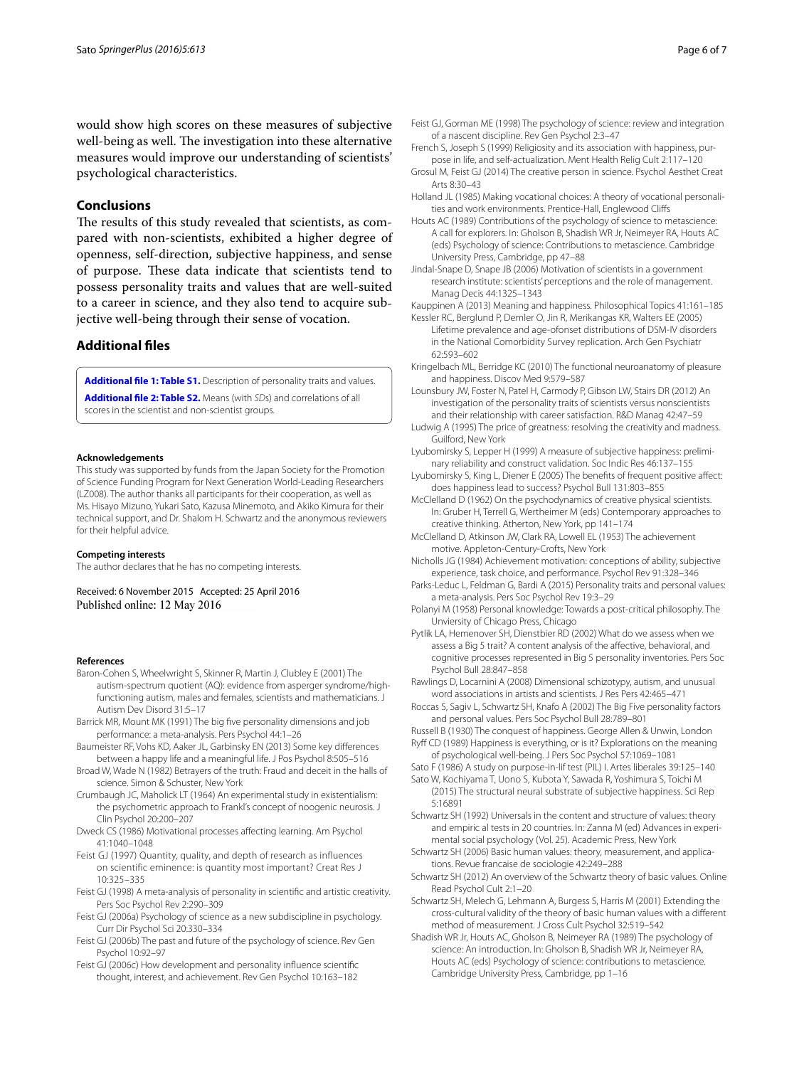would show high scores on these measures of subjective well-being as well. The investigation into these alternative measures would improve our understanding of scientists' psychological characteristics.

## Conclusions

The results of this study revealed that scientists, as compared with non-scientists, exhibited a higher degree of openness, self-direction, subjective happiness, and sense of purpose. These data indicate that scientists tend to possess personality traits and values that are well-suited to a career in science, and they also tend to acquire subjective well-being through their sense of vocation.

## Additional files

**Additional file 1: Table S1.** Description of personality traits and values.

**Additional file 2: Table S2.** Means (with *SD*s) and correlations of all scores in the scientist and non-scientist groups.

#### Acknowledgements

This study was supported by funds from the Japan Society for the Promotion of Science Funding Program for Next Generation World-Leading Researchers (LZ008). The author thanks all participants for their cooperation, as well as Ms. Hisayo Mizuno, Yukari Sato, Kazusa Minemoto, and Akiko Kimura for their technical support, and Dr. Shalom H. Schwartz and the anonymous reviewers for their helpful advice.

#### Competing interests

The author declares that he has no competing interests.

Received: 6 November 2015 Accepted: 25 April 2016
Published online: 12 May 2016

#### References

Baron-Cohen S, Wheelwright S, Skinner R, Martin J, Clubley E (2001) The autism-spectrum quotient (AQ): evidence from asperger syndrome/high-functioning autism, males and females, scientists and mathematicians. J Autism Dev Disord 31:5–17

Barrick MR, Mount MK (1991) The big five personality dimensions and job performance: a meta-analysis. Pers Psychol 44:1–26

Baumeister RF, Vohs KD, Aaker JL, Garbinsky EN (2013) Some key differences between a happy life and a meaningful life. J Pos Psychol 8:505–516

Broad W, Wade N (1982) Betrayers of the truth: Fraud and deceit in the halls of science. Simon & Schuster, New York

Crumbaugh JC, Maholick LT (1964) An experimental study in existentialism: the psychometric approach to Frankl's concept of noogenic neurosis. J Clin Psychol 20:200–207

Dweck CS (1986) Motivational processes affecting learning. Am Psychol 41:1040–1048

Feist GJ (1997) Quantity, quality, and depth of research as influences on scientific eminence: is quantity most important? Creat Res J 10:325–335

Feist GJ (1998) A meta-analysis of personality in scientific and artistic creativity. Pers Soc Psychol Rev 2:290–309

Feist GJ (2006a) Psychology of science as a new subdiscipline in psychology. Curr Dir Psychol Sci 20:330–334

Feist GJ (2006b) The past and future of the psychology of science. Rev Gen Psychol 10:92–97

Feist GJ (2006c) How development and personality influence scientific thought, interest, and achievement. Rev Gen Psychol 10:163–182

Feist GJ, Gorman ME (1998) The psychology of science: review and integration of a nascent discipline. Rev Gen Psychol 2:3–47

French S, Joseph S (1999) Religiosity and its association with happiness, purpose in life, and self-actualization. Ment Health Relig Cult 2:117–120

Grosul M, Feist GJ (2014) The creative person in science. Psychol Aesthet Creat Arts 8:30–43

Holland JL (1985) Making vocational choices: A theory of vocational personalities and work environments. Prentice-Hall, Englewood Cliffs

Houts AC (1989) Contributions of the psychology of science to metascience: A call for explorers. In: Gholson B, Shadish WR Jr, Neimeyer RA, Houts AC (eds) Psychology of science: Contributions to metascience. Cambridge University Press, Cambridge, pp 47–88

Jindal-Snape D, Snape JB (2006) Motivation of scientists in a government research institute: scientists' perceptions and the role of management. Manag Decis 44:1325–1343

Kauppinen A (2013) Meaning and happiness. Philosophical Topics 41:161–185

Kessler RC, Berglund P, Demler O, Jin R, Merikangas KR, Walters EE (2005) Lifetime prevalence and age-ofonset distributions of DSM-IV disorders in the National Comorbidity Survey replication. Arch Gen Psychiatr 62:593–602

Kringelbach ML, Berridge KC (2010) The functional neuroanatomy of pleasure and happiness. Discov Med 9:579–587

Lounsbury JW, Foster N, Patel H, Carmody P, Gibson LW, Stairs DR (2012) An investigation of the personality traits of scientists versus nonscientists and their relationship with career satisfaction. R&D Manag 42:47–59

Ludwig A (1995) The price of greatness: resolving the creativity and madness. Guilford, New York

Lyubomirsky S, Lepper H (1999) A measure of subjective happiness: preliminary reliability and construct validation. Soc Indic Res 46:137–155

Lyubomirsky S, King L, Diener E (2005) The benefits of frequent positive affect: does happiness lead to success? Psychol Bull 131:803–855

McClelland D (1962) On the psychodynamics of creative physical scientists. In: Gruber H, Terrell G, Wertheimer M (eds) Contemporary approaches to creative thinking. Atherton, New York, pp 141–174

McClelland D, Atkinson JW, Clark RA, Lowell EL (1953) The achievement motive. Appleton-Century-Crofts, New York

Nicholls JG (1984) Achievement motivation: conceptions of ability, subjective experience, task choice, and performance. Psychol Rev 91:328–346

Parks-Leduc L, Feldman G, Bardi A (2015) Personality traits and personal values: a meta-analysis. Pers Soc Psychol Rev 19:3–29

Polanyi M (1958) Personal knowledge: Towards a post-critical philosophy. The Unviersity of Chicago Press, Chicago

Pytlik LA, Hemenover SH, Dienstbier RD (2002) What do we assess when we assess a Big 5 trait? A content analysis of the affective, behavioral, and cognitive processes represented in Big 5 personality inventories. Pers Soc Psychol Bull 28:847–858

Rawlings D, Locarnini A (2008) Dimensional schizotypy, autism, and unusual word associations in artists and scientists. J Res Pers 42:465–471

Roccas S, Sagiv L, Schwartz SH, Knafo A (2002) The Big Five personality factors and personal values. Pers Soc Psychol Bull 28:789–801

Russell B (1930) The conquest of happiness. George Allen & Unwin, London

Ryff CD (1989) Happiness is everything, or is it? Explorations on the meaning of psychological well-being. J Pers Soc Psychol 57:1069–1081

Sato F (1986) A study on purpose-in-lif test (PIL) I. Artes liberales 39:125–140

Sato W, Kochiyama T, Uono S, Kubota Y, Sawada R, Yoshimura S, Toichi M (2015) The structural neural substrate of subjective happiness. Sci Rep 5:16891

Schwartz SH (1992) Universals in the content and structure of values: theory and empiric al tests in 20 countries. In: Zanna M (ed) Advances in experimental social psychology (Vol. 25). Academic Press, New York

Schwartz SH (2006) Basic human values: theory, measurement, and applications. Revue francaise de sociologie 42:249–288

Schwartz SH (2012) An overview of the Schwartz theory of basic values. Online Read Psychol Cult 2:1–20

Schwartz SH, Melech G, Lehmann A, Burgess S, Harris M (2001) Extending the cross-cultural validity of the theory of basic human values with a different method of measurement. J Cross Cult Psychol 32:519–542

Shadish WR Jr, Houts AC, Gholson B, Neimeyer RA (1989) The psychology of science: An introduction. In: Gholson B, Shadish WR Jr, Neimeyer RA, Houts AC (eds) Psychology of science: contributions to metascience. Cambridge University Press, Cambridge, pp 1–16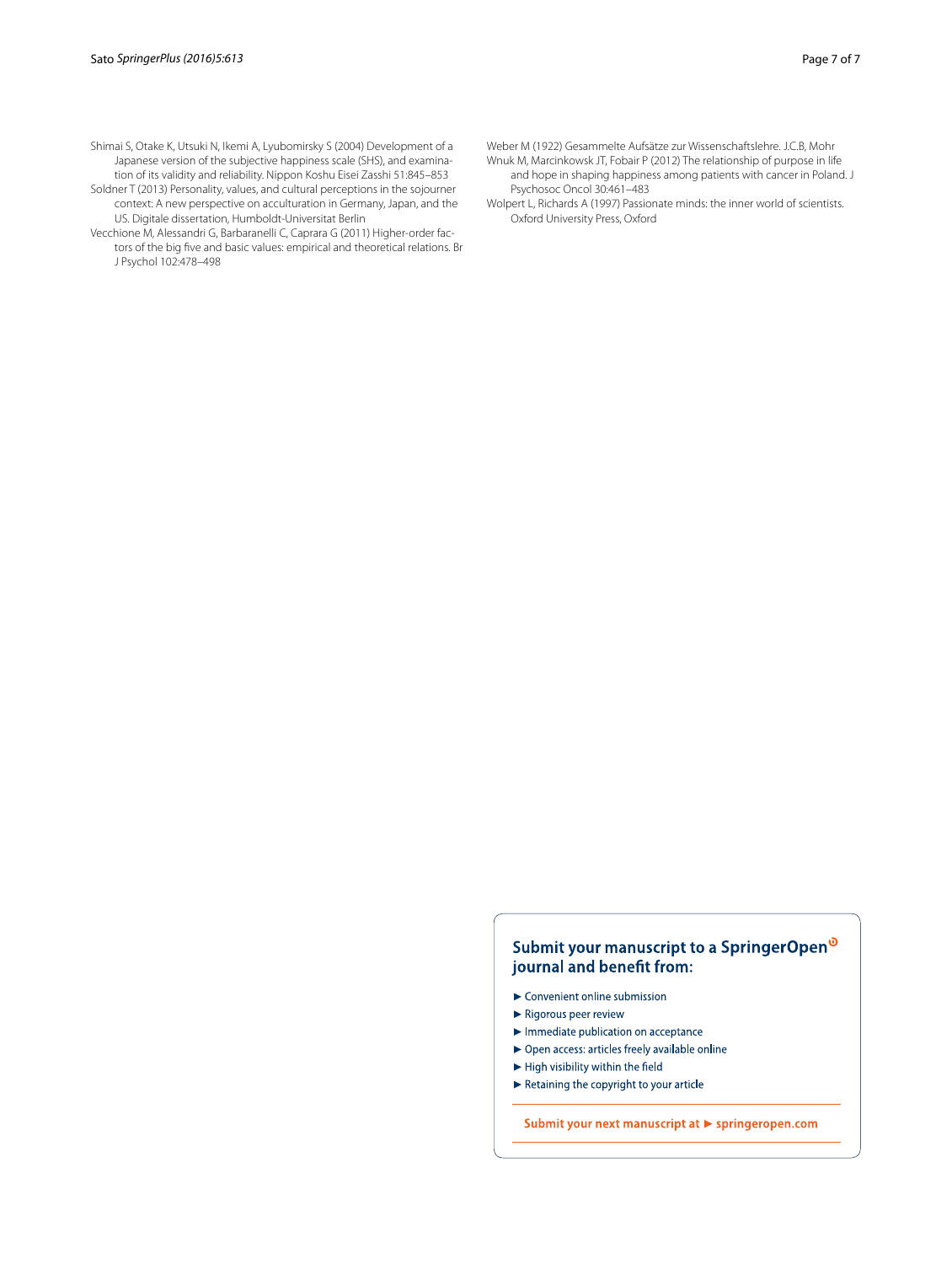Shimai S, Otake K, Utsuki N, Ikemi A, Lyubomirsky S (2004) Development of a Japanese version of the subjective happiness scale (SHS), and examination of its validity and reliability. Nippon Koshu Eisei Zasshi 51:845–853

Soldner T (2013) Personality, values, and cultural perceptions in the sojourner context: A new perspective on acculturation in Germany, Japan, and the US. Digitale dissertation, Humboldt-Universitat Berlin

Vecchione M, Alessandri G, Barbaranelli C, Caprara G (2011) Higher-order factors of the big five and basic values: empirical and theoretical relations. Br J Psychol 102:478–498

Weber M (1922) Gesammelte Aufsätze zur Wissenschaftslehre. J.C.B, Mohr

Wnuk M, Marcinkowsk JT, Fobair P (2012) The relationship of purpose in life and hope in shaping happiness among patients with cancer in Poland. J Psychosoc Oncol 30:461–483

Wolpert L, Richards A (1997) Passionate minds: the inner world of scientists. Oxford University Press, Oxford

**Submit your manuscript to a SpringerOpen journal and benefit from:**

- ► Convenient online submission
- ► Rigorous peer review
- ► Immediate publication on acceptance
- ► Open access: articles freely available online
- ► High visibility within the field
- ► Retaining the copyright to your article

**Submit your next manuscript at ► springeropen.com**